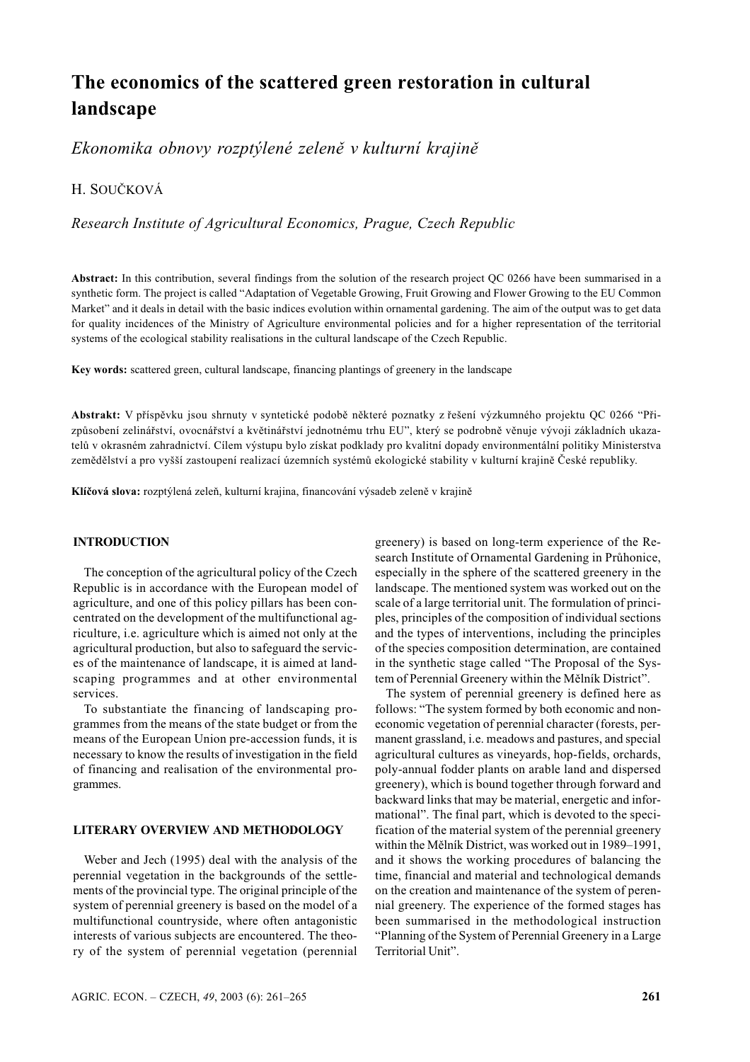# The economics of the scattered green restoration in cultural landscape

*Ekonomika obnovy rozptýlené zeleně v kulturní krajině*

H. SOUČKOVÁ

*Research Institute of Agricultural Economics, Prague, Czech Republic*

**Abstract:** In this contribution, several findings from the solution of the research project QC 0266 have been summarised in a synthetic form. The project is called "Adaptation of Vegetable Growing, Fruit Growing and Flower Growing to the EU Common Market" and it deals in detail with the basic indices evolution within ornamental gardening. The aim of the output was to get data for quality incidences of the Ministry of Agriculture environmental policies and for a higher representation of the territorial systems of the ecological stability realisations in the cultural landscape of the Czech Republic.

**Key words:** scattered green, cultural landscape, financing plantings of greenery in the landscape

**Abstrakt:** V příspěvku jsou shrnuty v syntetické podobě některé poznatky z řešení výzkumného projektu QC 0266 "Přizpůsobení zelinářství, ovocnářství a květinářství jednotnému trhu EU", který se podrobně věnuje vývoji základních ukazatelů v okrasném zahradnictví. Cílem výstupu bylo získat podklady pro kvalitní dopady environmentální politiky Ministerstva zemědělství a pro vyšší zastoupení realizací územních systémů ekologické stability v kulturní krajině České republiky.

**Klíčová slova:** rozptýlená zeleň, kulturní krajina, financování výsadeb zeleně v krajině

## INTRODUCTION

The conception of the agricultural policy of the Czech Republic is in accordance with the European model of agriculture, and one of this policy pillars has been concentrated on the development of the multifunctional agriculture, i.e. agriculture which is aimed not only at the agricultural production, but also to safeguard the services of the maintenance of landscape, it is aimed at landscaping programmes and at other environmental services.

To substantiate the financing of landscaping programmes from the means of the state budget or from the means of the European Union pre-accession funds, it is necessary to know the results of investigation in the field of financing and realisation of the environmental programmes.

## LITERARY OVERVIEW AND METHODOLOGY

Weber and Jech (1995) deal with the analysis of the perennial vegetation in the backgrounds of the settlements of the provincial type. The original principle of the system of perennial greenery is based on the model of a multifunctional countryside, where often antagonistic interests of various subjects are encountered. The theory of the system of perennial vegetation (perennial greenery) is based on long-term experience of the Research Institute of Ornamental Gardening in Průhonice, especially in the sphere of the scattered greenery in the landscape. The mentioned system was worked out on the scale of a large territorial unit. The formulation of principles, principles of the composition of individual sections and the types of interventions, including the principles of the species composition determination, are contained in the synthetic stage called "The Proposal of the System of Perennial Greenery within the Mělník District".

The system of perennial greenery is defined here as follows: "The system formed by both economic and non-economic vegetation of perennial character (forests, permanent grassland, i.e. meadows and pastures, and special agricultural cultures as vineyards, hop-fields, orchards, poly-annual fodder plants on arable land and dispersed greenery), which is bound together through forward and backward links that may be material, energetic and informational". The final part, which is devoted to the specification of the material system of the perennial greenery within the Mělník District, was worked out in 1989–1991, and it shows the working procedures of balancing the time, financial and material and technological demands on the creation and maintenance of the system of perennial greenery. The experience of the formed stages has been summarised in the methodological instruction "Planning of the System of Perennial Greenery in a Large Territorial Unit".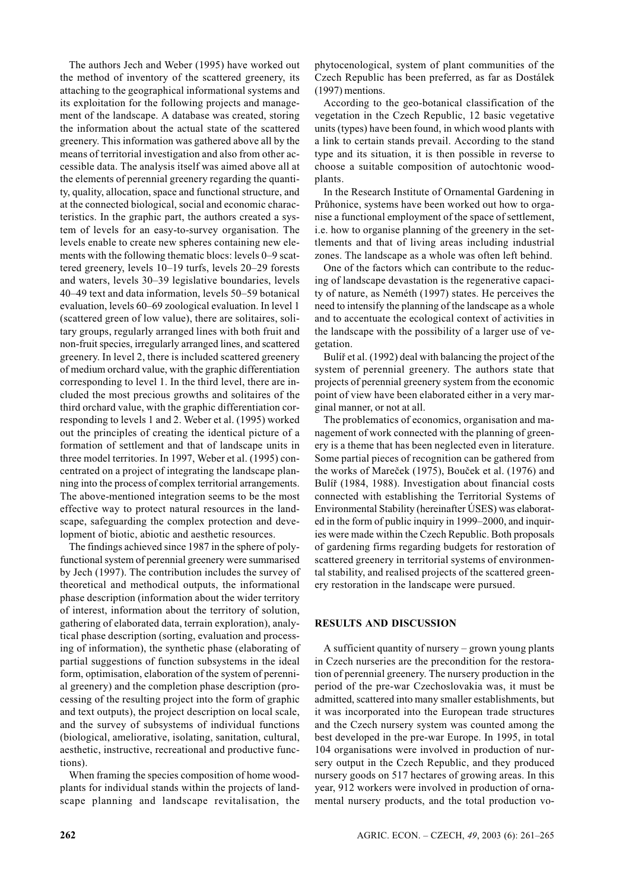The authors Jech and Weber (1995) have worked out the method of inventory of the scattered greenery, its attaching to the geographical informational systems and its exploitation for the following projects and management of the landscape. A database was created, storing the information about the actual state of the scattered greenery. This information was gathered above all by the means of territorial investigation and also from other accessible data. The analysis itself was aimed above all at the elements of perennial greenery regarding the quantity, quality, allocation, space and functional structure, and at the connected biological, social and economic characteristics. In the graphic part, the authors created a system of levels for an easy-to-survey organisation. The levels enable to create new spheres containing new elements with the following thematic blocs: levels 0–9 scattered greenery, levels 10–19 turfs, levels 20–29 forests and waters, levels 30–39 legislative boundaries, levels 40–49 text and data information, levels 50–59 botanical evaluation, levels 60–69 zoological evaluation. In level 1 (scattered green of low value), there are solitaires, solitary groups, regularly arranged lines with both fruit and non-fruit species, irregularly arranged lines, and scattered greenery. In level 2, there is included scattered greenery of medium orchard value, with the graphic differentiation corresponding to level 1. In the third level, there are included the most precious growths and solitaires of the third orchard value, with the graphic differentiation corresponding to levels 1 and 2. Weber et al. (1995) worked out the principles of creating the identical picture of a formation of settlement and that of landscape units in three model territories. In 1997, Weber et al. (1995) concentrated on a project of integrating the landscape planning into the process of complex territorial arrangements. The above-mentioned integration seems to be the most effective way to protect natural resources in the landscape, safeguarding the complex protection and development of biotic, abiotic and aesthetic resources.

The findings achieved since 1987 in the sphere of polyfunctional system of perennial greenery were summarised by Jech (1997). The contribution includes the survey of theoretical and methodical outputs, the informational phase description (information about the wider territory of interest, information about the territory of solution, gathering of elaborated data, terrain exploration), analytical phase description (sorting, evaluation and processing of information), the synthetic phase (elaborating of partial suggestions of function subsystems in the ideal form, optimisation, elaboration of the system of perennial greenery) and the completion phase description (processing of the resulting project into the form of graphic and text outputs), the project description on local scale, and the survey of subsystems of individual functions (biological, ameliorative, isolating, sanitation, cultural, aesthetic, instructive, recreational and productive functions).

When framing the species composition of home wood-plants for individual stands within the projects of landscape planning and landscape revitalisation, the phytocenological, system of plant communities of the Czech Republic has been preferred, as far as Dostálek (1997) mentions.

According to the geo-botanical classification of the vegetation in the Czech Republic, 12 basic vegetative units (types) have been found, in which wood plants with a link to certain stands prevail. According to the stand type and its situation, it is then possible in reverse to choose a suitable composition of autochtonic wood-plants.

In the Research Institute of Ornamental Gardening in Průhonice, systems have been worked out how to organise a functional employment of the space of settlement, i.e. how to organise planning of the greenery in the settlements and that of living areas including industrial zones. The landscape as a whole was often left behind.

One of the factors which can contribute to the reducing of landscape devastation is the regenerative capacity of nature, as Neméth (1997) states. He perceives the need to intensify the planning of the landscape as a whole and to accentuate the ecological context of activities in the landscape with the possibility of a larger use of vegetation.

Bulíř et al. (1992) deal with balancing the project of the system of perennial greenery. The authors state that projects of perennial greenery system from the economic point of view have been elaborated either in a very marginal manner, or not at all.

The problematics of economics, organisation and management of work connected with the planning of greenery is a theme that has been neglected even in literature. Some partial pieces of recognition can be gathered from the works of Mareček (1975), Bouček et al. (1976) and Bulíř (1984, 1988). Investigation about financial costs connected with establishing the Territorial Systems of Environmental Stability (hereinafter ÚSES) was elaborated in the form of public inquiry in 1999–2000, and inquiries were made within the Czech Republic. Both proposals of gardening firms regarding budgets for restoration of scattered greenery in territorial systems of environmental stability, and realised projects of the scattered greenery restoration in the landscape were pursued.

## RESULTS AND DISCUSSION

A sufficient quantity of nursery – grown young plants in Czech nurseries are the precondition for the restoration of perennial greenery. The nursery production in the period of the pre-war Czechoslovakia was, it must be admitted, scattered into many smaller establishments, but it was incorporated into the European trade structures and the Czech nursery system was counted among the best developed in the pre-war Europe. In 1995, in total 104 organisations were involved in production of nursery output in the Czech Republic, and they produced nursery goods on 517 hectares of growing areas. In this year, 912 workers were involved in production of ornamental nursery products, and the total production vo-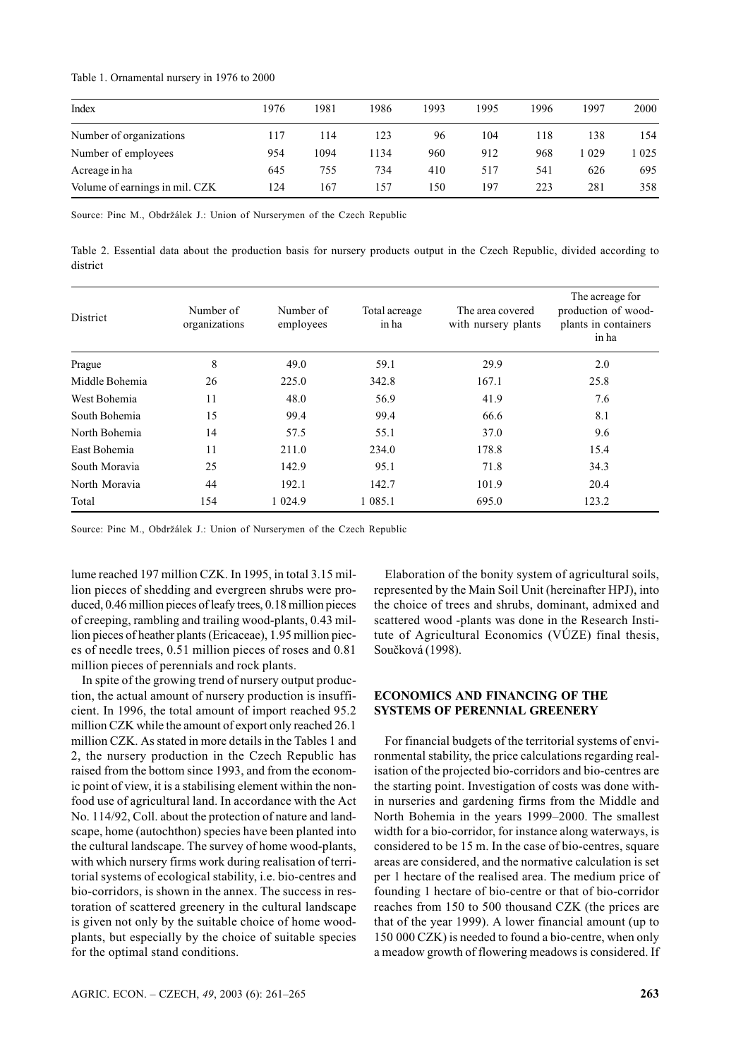Table 1. Ornamental nursery in 1976 to 2000

| Index | 1976 | 1981 | 1986 | 1993 | 1995 | 1996 | 1997 | 2000 |
|---|---|---|---|---|---|---|---|---|
| Number of organizations | 117 | 114 | 123 | 96 | 104 | 118 | 138 | 154 |
| Number of employees | 954 | 1094 | 1134 | 960 | 912 | 968 | 1 029 | 1 025 |
| Acreage in ha | 645 | 755 | 734 | 410 | 517 | 541 | 626 | 695 |
| Volume of earnings in mil. CZK | 124 | 167 | 157 | 150 | 197 | 223 | 281 | 358 |

Source: Pinc M., Obdržálek J.: Union of Nurserymen of the Czech Republic

Table 2. Essential data about the production basis for nursery products output in the Czech Republic, divided according to district

| District | Number of organizations | Number of employees | Total acreage in ha | The area covered with nursery plants | The acreage for production of wood-plants in containers in ha |
|---|---|---|---|---|---|
| Prague | 8 | 49.0 | 59.1 | 29.9 | 2.0 |
| Middle Bohemia | 26 | 225.0 | 342.8 | 167.1 | 25.8 |
| West Bohemia | 11 | 48.0 | 56.9 | 41.9 | 7.6 |
| South Bohemia | 15 | 99.4 | 99.4 | 66.6 | 8.1 |
| North Bohemia | 14 | 57.5 | 55.1 | 37.0 | 9.6 |
| East Bohemia | 11 | 211.0 | 234.0 | 178.8 | 15.4 |
| South Moravia | 25 | 142.9 | 95.1 | 71.8 | 34.3 |
| North Moravia | 44 | 192.1 | 142.7 | 101.9 | 20.4 |
| Total | 154 | 1 024.9 | 1 085.1 | 695.0 | 123.2 |

Source: Pinc M., Obdržálek J.: Union of Nurserymen of the Czech Republic

lume reached 197 million CZK. In 1995, in total 3.15 million pieces of shedding and evergreen shrubs were produced, 0.46 million pieces of leafy trees, 0.18 million pieces of creeping, rambling and trailing wood-plants, 0.43 million pieces of heather plants (Ericaceae), 1.95 million pieces of needle trees, 0.51 million pieces of roses and 0.81 million pieces of perennials and rock plants.

In spite of the growing trend of nursery output production, the actual amount of nursery production is insufficient. In 1996, the total amount of import reached 95.2 million CZK while the amount of export only reached 26.1 million CZK. As stated in more details in the Tables 1 and 2, the nursery production in the Czech Republic has raised from the bottom since 1993, and from the economic point of view, it is a stabilising element within the non-food use of agricultural land. In accordance with the Act No. 114/92, Coll. about the protection of nature and landscape, home (autochthon) species have been planted into the cultural landscape. The survey of home wood-plants, with which nursery firms work during realisation of territorial systems of ecological stability, i.e. bio-centres and bio-corridors, is shown in the annex. The success in restoration of scattered greenery in the cultural landscape is given not only by the suitable choice of home wood-plants, but especially by the choice of suitable species for the optimal stand conditions.

Elaboration of the bonity system of agricultural soils, represented by the Main Soil Unit (hereinafter HPJ), into the choice of trees and shrubs, dominant, admixed and scattered wood -plants was done in the Research Institute of Agricultural Economics (VÚZE) final thesis, Součková (1998).

## ECONOMICS AND FINANCING OF THE SYSTEMS OF PERENNIAL GREENERY

For financial budgets of the territorial systems of environmental stability, the price calculations regarding realisation of the projected bio-corridors and bio-centres are the starting point. Investigation of costs was done within nurseries and gardening firms from the Middle and North Bohemia in the years 1999–2000. The smallest width for a bio-corridor, for instance along waterways, is considered to be 15 m. In the case of bio-centres, square areas are considered, and the normative calculation is set per 1 hectare of the realised area. The medium price of founding 1 hectare of bio-centre or that of bio-corridor reaches from 150 to 500 thousand CZK (the prices are that of the year 1999). A lower financial amount (up to 150 000 CZK) is needed to found a bio-centre, when only a meadow growth of flowering meadows is considered. If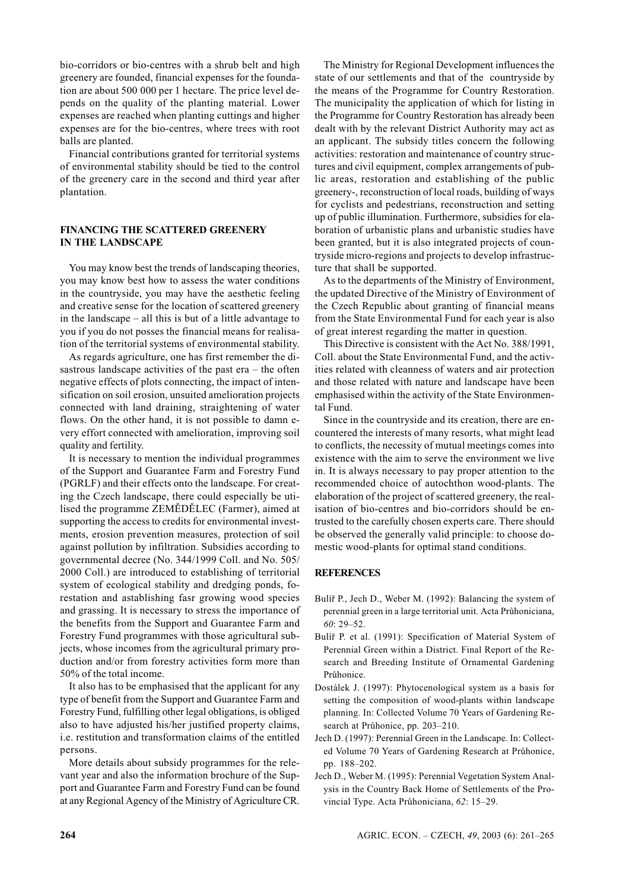bio-corridors or bio-centres with a shrub belt and high greenery are founded, financial expenses for the foundation are about 500 000 per 1 hectare. The price level depends on the quality of the planting material. Lower expenses are reached when planting cuttings and higher expenses are for the bio-centres, where trees with root balls are planted.

Financial contributions granted for territorial systems of environmental stability should be tied to the control of the greenery care in the second and third year after plantation.

## FINANCING THE SCATTERED GREENERY IN THE LANDSCAPE

You may know best the trends of landscaping theories, you may know best how to assess the water conditions in the countryside, you may have the aesthetic feeling and creative sense for the location of scattered greenery in the landscape – all this is but of a little advantage to you if you do not posses the financial means for realisation of the territorial systems of environmental stability.

As regards agriculture, one has first remember the disastrous landscape activities of the past era – the often negative effects of plots connecting, the impact of intensification on soil erosion, unsuited amelioration projects connected with land draining, straightening of water flows. On the other hand, it is not possible to damn every effort connected with amelioration, improving soil quality and fertility.

It is necessary to mention the individual programmes of the Support and Guarantee Farm and Forestry Fund (PGRLF) and their effects onto the landscape. For creating the Czech landscape, there could especially be utilised the programme ZEMĚDĚLEC (Farmer), aimed at supporting the access to credits for environmental investments, erosion prevention measures, protection of soil against pollution by infiltration. Subsidies according to governmental decree (No. 344/1999 Coll. and No. 505/2000 Coll.) are introduced to establishing of territorial system of ecological stability and dredging ponds, forestation and astablishing fasr growing wood species and grassing. It is necessary to stress the importance of the benefits from the Support and Guarantee Farm and Forestry Fund programmes with those agricultural subjects, whose incomes from the agricultural primary production and/or from forestry activities form more than 50% of the total income.

It also has to be emphasised that the applicant for any type of benefit from the Support and Guarantee Farm and Forestry Fund, fulfilling other legal obligations, is obliged also to have adjusted his/her justified property claims, i.e. restitution and transformation claims of the entitled persons.

More details about subsidy programmes for the relevant year and also the information brochure of the Support and Guarantee Farm and Forestry Fund can be found at any Regional Agency of the Ministry of Agriculture CR.

The Ministry for Regional Development influences the state of our settlements and that of the countryside by the means of the Programme for Country Restoration. The municipality the application of which for listing in the Programme for Country Restoration has already been dealt with by the relevant District Authority may act as an applicant. The subsidy titles concern the following activities: restoration and maintenance of country structures and civil equipment, complex arrangements of public areas, restoration and establishing of the public greenery-, reconstruction of local roads, building of ways for cyclists and pedestrians, reconstruction and setting up of public illumination. Furthermore, subsidies for elaboration of urbanistic plans and urbanistic studies have been granted, but it is also integrated projects of countryside micro-regions and projects to develop infrastructure that shall be supported.

As to the departments of the Ministry of Environment, the updated Directive of the Ministry of Environment of the Czech Republic about granting of financial means from the State Environmental Fund for each year is also of great interest regarding the matter in question.

This Directive is consistent with the Act No. 388/1991, Coll. about the State Environmental Fund, and the activities related with cleanness of waters and air protection and those related with nature and landscape have been emphasised within the activity of the State Environmental Fund.

Since in the countryside and its creation, there are encountered the interests of many resorts, what might lead to conflicts, the necessity of mutual meetings comes into existence with the aim to serve the environment we live in. It is always necessary to pay proper attention to the recommended choice of autochthon wood-plants. The elaboration of the project of scattered greenery, the realisation of bio-centres and bio-corridors should be entrusted to the carefully chosen experts care. There should be observed the generally valid principle: to choose domestic wood-plants for optimal stand conditions.

## REFERENCES

Bulíř P., Jech D., Weber M. (1992): Balancing the system of perennial green in a large territorial unit. Acta Průhoniciana, *60*: 29–52.

Bulíř P. et al. (1991): Specification of Material System of Perennial Green within a District. Final Report of the Research and Breeding Institute of Ornamental Gardening Průhonice.

Dostálek J. (1997): Phytocenological system as a basis for setting the composition of wood-plants within landscape planning. In: Collected Volume 70 Years of Gardening Research at Průhonice, pp. 203–210.

Jech D. (1997): Perennial Green in the Landscape. In: Collected Volume 70 Years of Gardening Research at Průhonice, pp. 188–202.

Jech D., Weber M. (1995): Perennial Vegetation System Analysis in the Country Back Home of Settlements of the Provincial Type. Acta Průhoniciana, *62*: 15–29.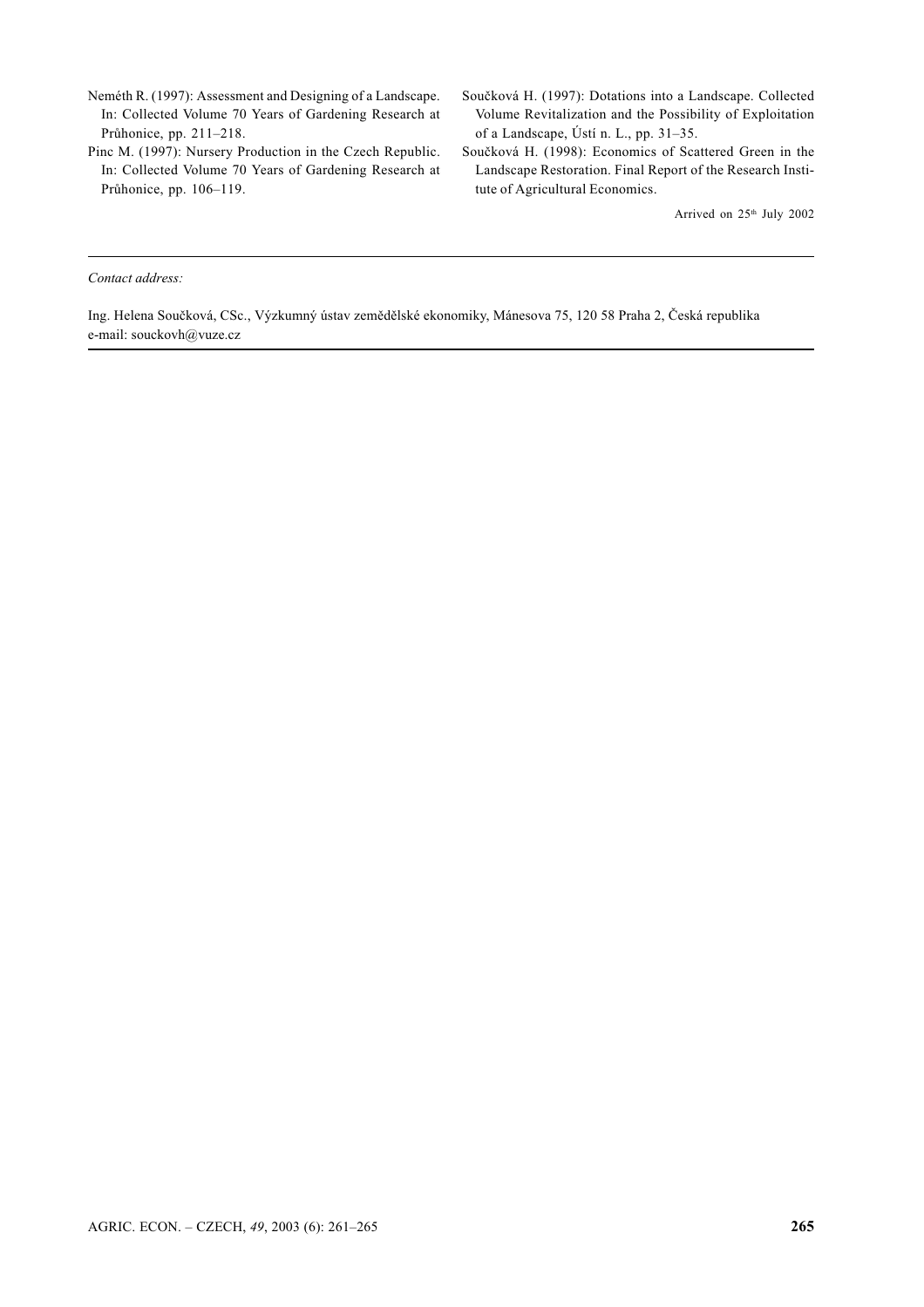Neméth R. (1997): Assessment and Designing of a Landscape. In: Collected Volume 70 Years of Gardening Research at Průhonice, pp. 211–218.

Pinc M. (1997): Nursery Production in the Czech Republic. In: Collected Volume 70 Years of Gardening Research at Průhonice, pp. 106–119.

Součková H. (1997): Dotations into a Landscape. Collected Volume Revitalization and the Possibility of Exploitation of a Landscape, Ústí n. L., pp. 31–35.

Součková H. (1998): Economics of Scattered Green in the Landscape Restoration. Final Report of the Research Institute of Agricultural Economics.

Arrived on 25th July 2002

*Contact address:*

Ing. Helena Součková, CSc., Výzkumný ústav zemědělské ekonomiky, Mánesova 75, 120 58 Praha 2, Česká republika
e-mail: souckovh@vuze.cz